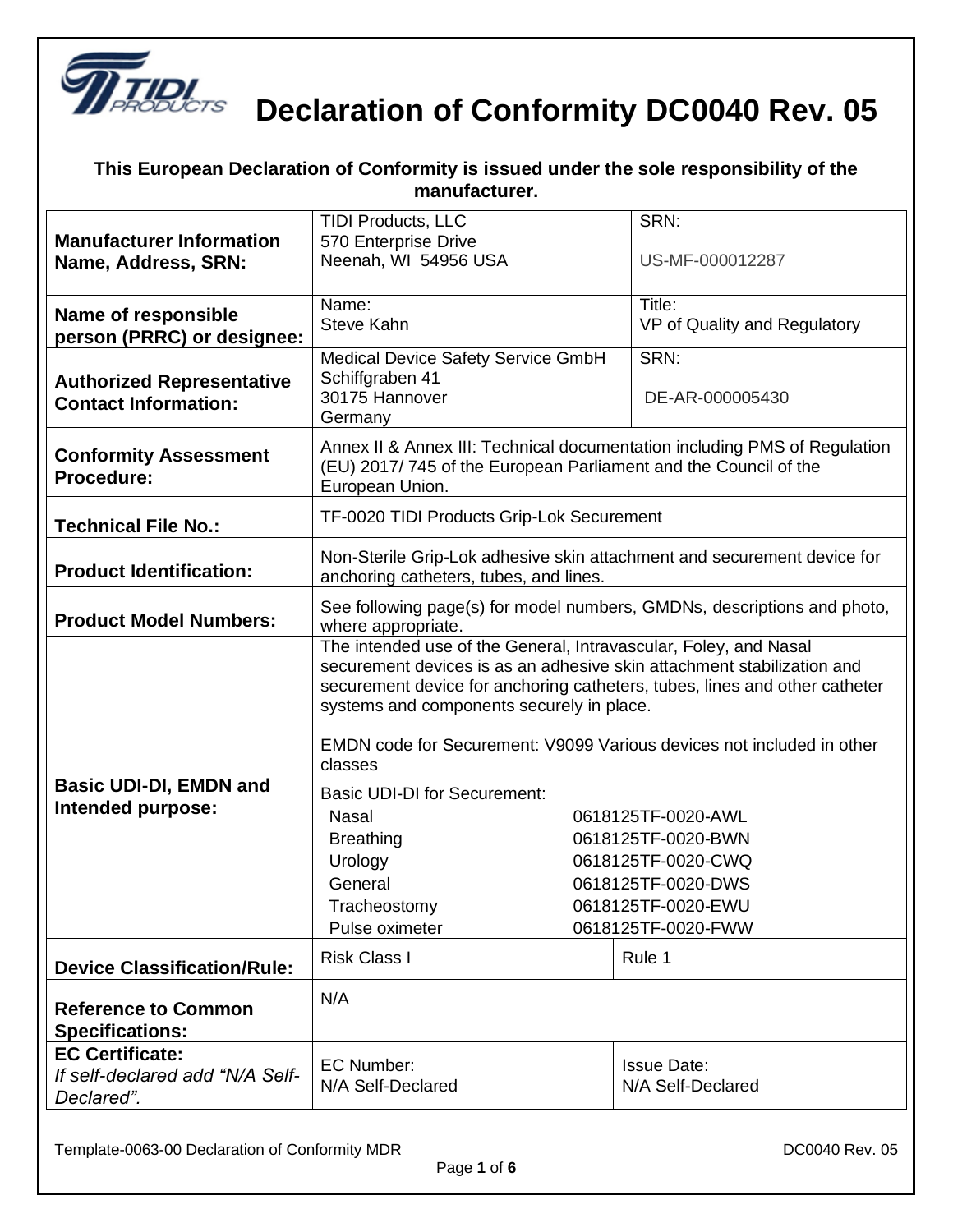# Declaration of Conformity DC0040 Rev. 05

**This European Declaration of Conformity is issued under the sole responsibility of the manufacturer.**

| | | |
|---|---|---|
| **Manufacturer Information Name, Address, SRN:** | TIDI Products, LLC<br>570 Enterprise Drive<br>Neenah, WI 54956 USA | SRN:<br><br>US-MF-000012287 |
| **Name of responsible person (PRRC) or designee:** | Name:<br>Steve Kahn | Title:<br>VP of Quality and Regulatory |
| **Authorized Representative Contact Information:** | Medical Device Safety Service GmbH<br>Schiffgraben 41<br>30175 Hannover<br>Germany | SRN:<br><br>DE-AR-000005430 |
| **Conformity Assessment Procedure:** | Annex II & Annex III: Technical documentation including PMS of Regulation (EU) 2017/ 745 of the European Parliament and the Council of the European Union. | |
| **Technical File No.:** | TF-0020 TIDI Products Grip-Lok Securement | |
| **Product Identification:** | Non-Sterile Grip-Lok adhesive skin attachment and securement device for anchoring catheters, tubes, and lines. | |
| **Product Model Numbers:** | See following page(s) for model numbers, GMDNs, descriptions and photo, where appropriate. | |
| **Basic UDI-DI, EMDN and Intended purpose:** | The intended use of the General, Intravascular, Foley, and Nasal securement devices is as an adhesive skin attachment stabilization and securement device for anchoring catheters, tubes, lines and other catheter systems and components securely in place.<br><br>EMDN code for Securement: V9099 Various devices not included in other classes<br><br>Basic UDI-DI for Securement:<br>Nasal 0618125TF-0020-AWL<br>Breathing 0618125TF-0020-BWN<br>Urology 0618125TF-0020-CWQ<br>General 0618125TF-0020-DWS<br>Tracheostomy 0618125TF-0020-EWU<br>Pulse oximeter 0618125TF-0020-FWW | |
| **Device Classification/Rule:** | Risk Class I | Rule 1 |
| **Reference to Common Specifications:** | N/A | |
| **EC Certificate:**<br>*If self-declared add "N/A Self-Declared".* | EC Number:<br>N/A Self-Declared | Issue Date:<br>N/A Self-Declared |

Template-0063-00 Declaration of Conformity MDR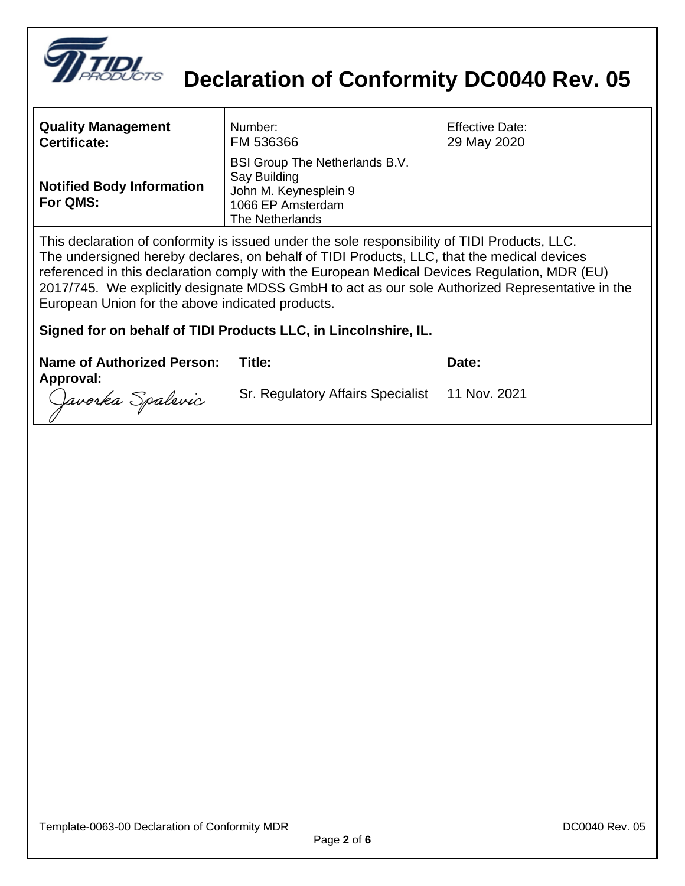# Declaration of Conformity DC0040 Rev. 05

| **Quality Management Certificate:** | Number: FM 536366 | Effective Date: 29 May 2020 |
|---|---|---|
| **Notified Body Information For QMS:** | BSI Group The Netherlands B.V.<br>Say Building<br>John M. Keynesplein 9<br>1066 EP Amsterdam<br>The Netherlands | |

This declaration of conformity is issued under the sole responsibility of TIDI Products, LLC. The undersigned hereby declares, on behalf of TIDI Products, LLC, that the medical devices referenced in this declaration comply with the European Medical Devices Regulation, MDR (EU) 2017/745. We explicitly designate MDSS GmbH to act as our sole Authorized Representative in the European Union for the above indicated products.

**Signed for on behalf of TIDI Products LLC, in Lincolnshire, IL.**

| **Name of Authorized Person:** | **Title:** | **Date:** |
|---|---|---|
| **Approval:** Javorka Spalevic | Sr. Regulatory Affairs Specialist | 11 Nov. 2021 |

Template-0063-00 Declaration of Conformity MDR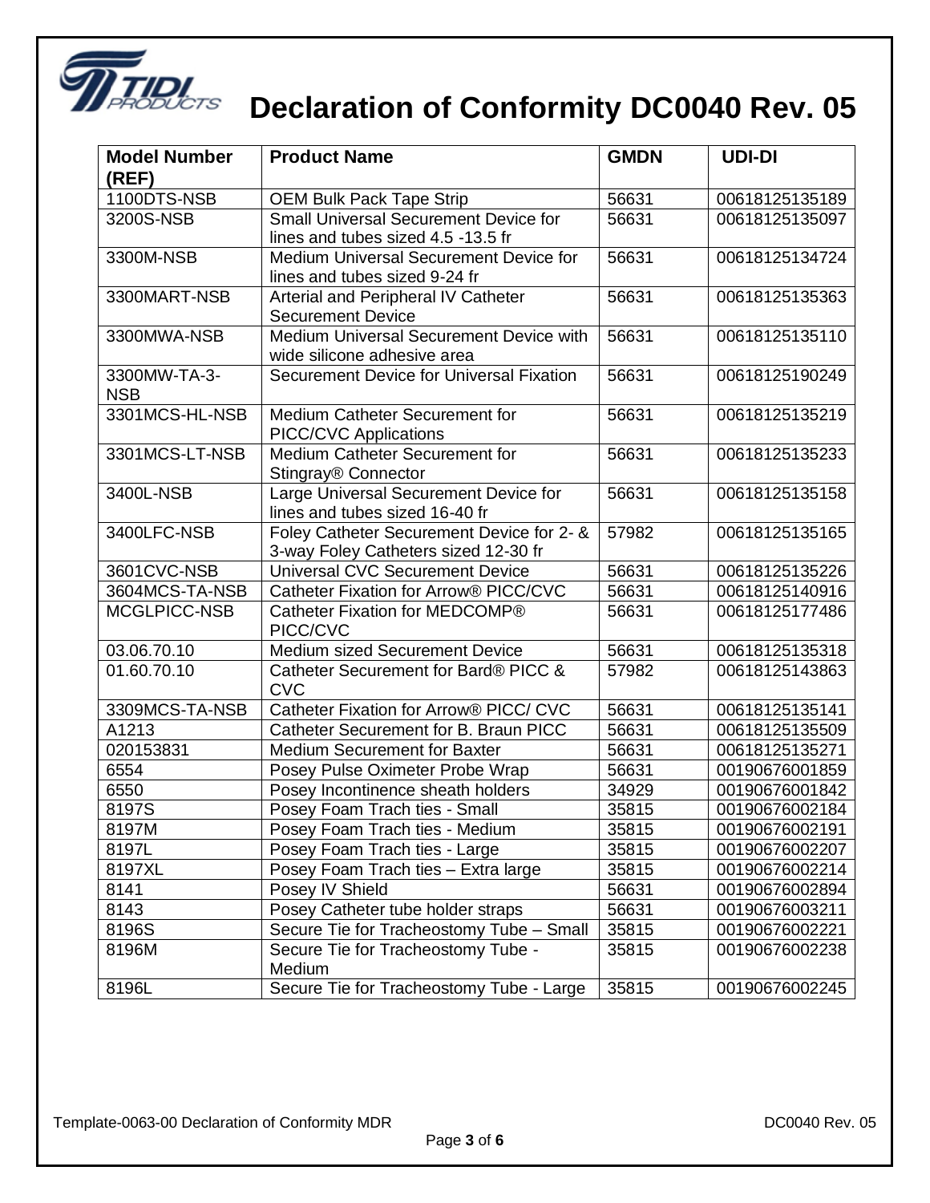# Declaration of Conformity DC0040 Rev. 05

| Model Number (REF) | Product Name | GMDN | UDI-DI |
|---|---|---|---|
| 1100DTS-NSB | OEM Bulk Pack Tape Strip | 56631 | 00618125135189 |
| 3200S-NSB | Small Universal Securement Device for lines and tubes sized 4.5 -13.5 fr | 56631 | 00618125135097 |
| 3300M-NSB | Medium Universal Securement Device for lines and tubes sized 9-24 fr | 56631 | 00618125134724 |
| 3300MART-NSB | Arterial and Peripheral IV Catheter Securement Device | 56631 | 00618125135363 |
| 3300MWA-NSB | Medium Universal Securement Device with wide silicone adhesive area | 56631 | 00618125135110 |
| 3300MW-TA-3-NSB | Securement Device for Universal Fixation | 56631 | 00618125190249 |
| 3301MCS-HL-NSB | Medium Catheter Securement for PICC/CVC Applications | 56631 | 00618125135219 |
| 3301MCS-LT-NSB | Medium Catheter Securement for Stingray® Connector | 56631 | 00618125135233 |
| 3400L-NSB | Large Universal Securement Device for lines and tubes sized 16-40 fr | 56631 | 00618125135158 |
| 3400LFC-NSB | Foley Catheter Securement Device for 2- & 3-way Foley Catheters sized 12-30 fr | 57982 | 00618125135165 |
| 3601CVC-NSB | Universal CVC Securement Device | 56631 | 00618125135226 |
| 3604MCS-TA-NSB | Catheter Fixation for Arrow® PICC/CVC | 56631 | 00618125140916 |
| MCGLPICC-NSB | Catheter Fixation for MEDCOMP® PICC/CVC | 56631 | 00618125177486 |
| 03.06.70.10 | Medium sized Securement Device | 56631 | 00618125135318 |
| 01.60.70.10 | Catheter Securement for Bard® PICC & CVC | 57982 | 00618125143863 |
| 3309MCS-TA-NSB | Catheter Fixation for Arrow® PICC/ CVC | 56631 | 00618125135141 |
| A1213 | Catheter Securement for B. Braun PICC | 56631 | 00618125135509 |
| 020153831 | Medium Securement for Baxter | 56631 | 00618125135271 |
| 6554 | Posey Pulse Oximeter Probe Wrap | 56631 | 00190676001859 |
| 6550 | Posey Incontinence sheath holders | 34929 | 00190676001842 |
| 8197S | Posey Foam Trach ties - Small | 35815 | 00190676002184 |
| 8197M | Posey Foam Trach ties - Medium | 35815 | 00190676002191 |
| 8197L | Posey Foam Trach ties - Large | 35815 | 00190676002207 |
| 8197XL | Posey Foam Trach ties – Extra large | 35815 | 00190676002214 |
| 8141 | Posey IV Shield | 56631 | 00190676002894 |
| 8143 | Posey Catheter tube holder straps | 56631 | 00190676003211 |
| 8196S | Secure Tie for Tracheostomy Tube – Small | 35815 | 00190676002221 |
| 8196M | Secure Tie for Tracheostomy Tube - Medium | 35815 | 00190676002238 |
| 8196L | Secure Tie for Tracheostomy Tube - Large | 35815 | 00190676002245 |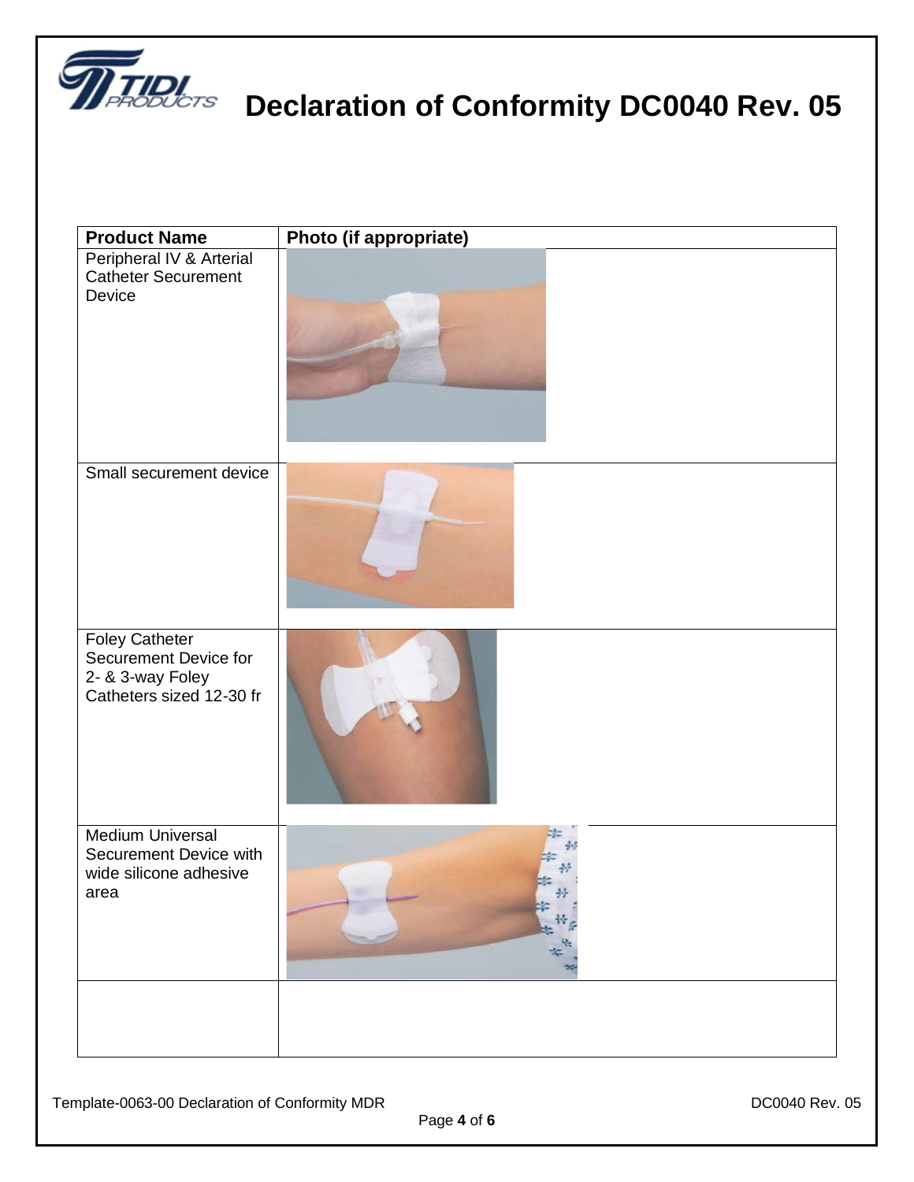# Declaration of Conformity DC0040 Rev. 05

| Product Name | Photo (if appropriate) |
|---|---|
| Peripheral IV & Arterial Catheter Securement Device | |
| Small securement device | |
| Foley Catheter Securement Device for 2- & 3-way Foley Catheters sized 12-30 fr | |
| Medium Universal Securement Device with wide silicone adhesive area | |
| | |

Template-0063-00 Declaration of Conformity MDR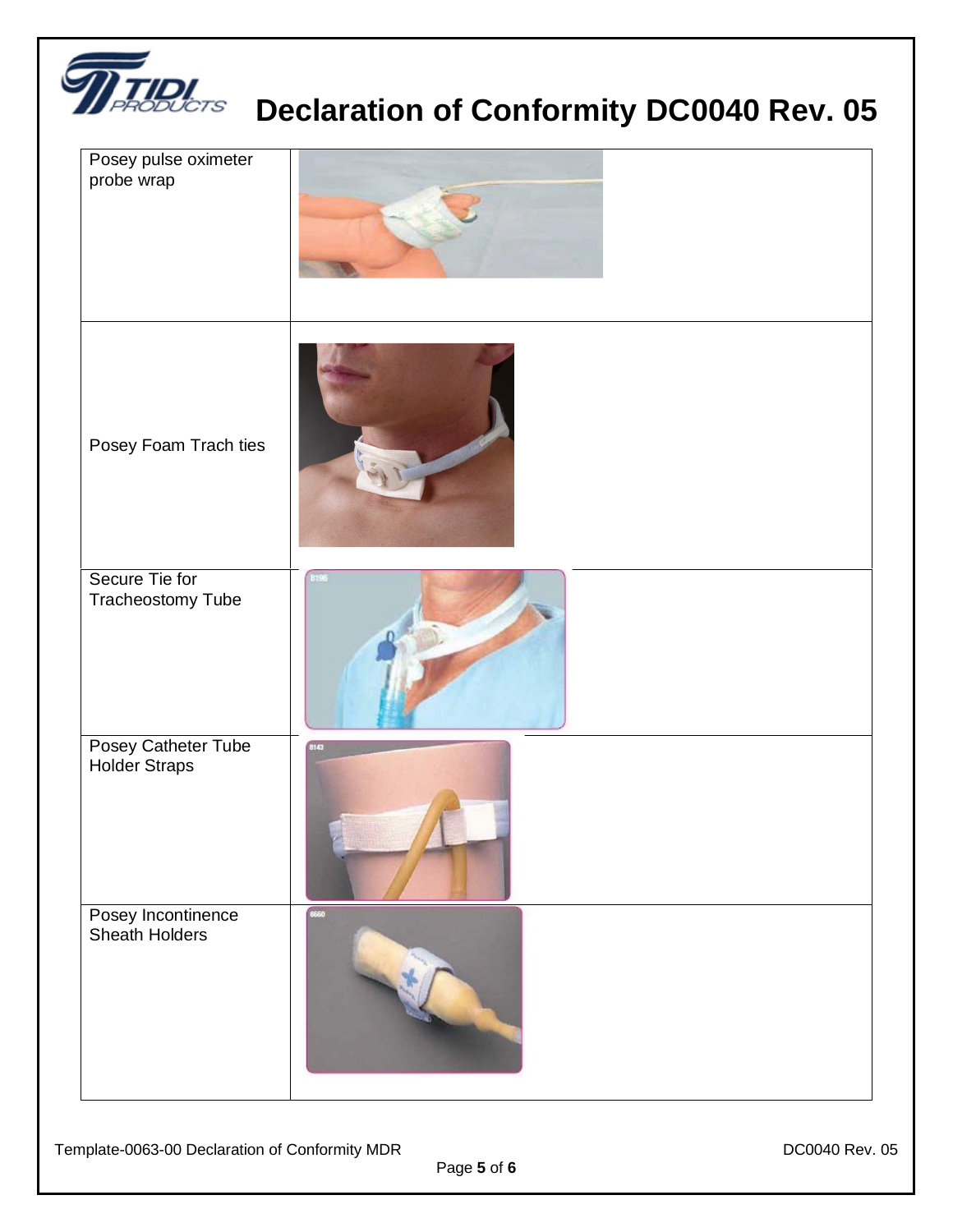# Declaration of Conformity DC0040 Rev. 05

| | |
|---|---|
| Posey pulse oximeter probe wrap | |
| Posey Foam Trach ties | |
| Secure Tie for Tracheostomy Tube | |
| Posey Catheter Tube Holder Straps | |
| Posey Incontinence Sheath Holders | |

Template-0063-00 Declaration of Conformity MDR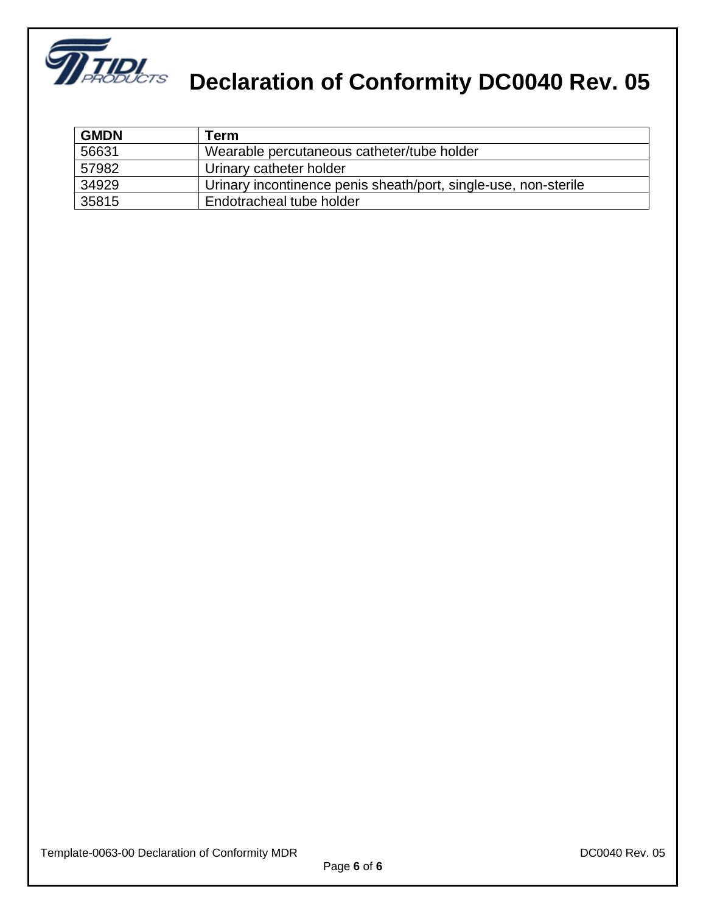| GMDN | Term |
| --- | --- |
| 56631 | Wearable percutaneous catheter/tube holder |
| 57982 | Urinary catheter holder |
| 34929 | Urinary incontinence penis sheath/port, single-use, non-sterile |
| 35815 | Endotracheal tube holder |